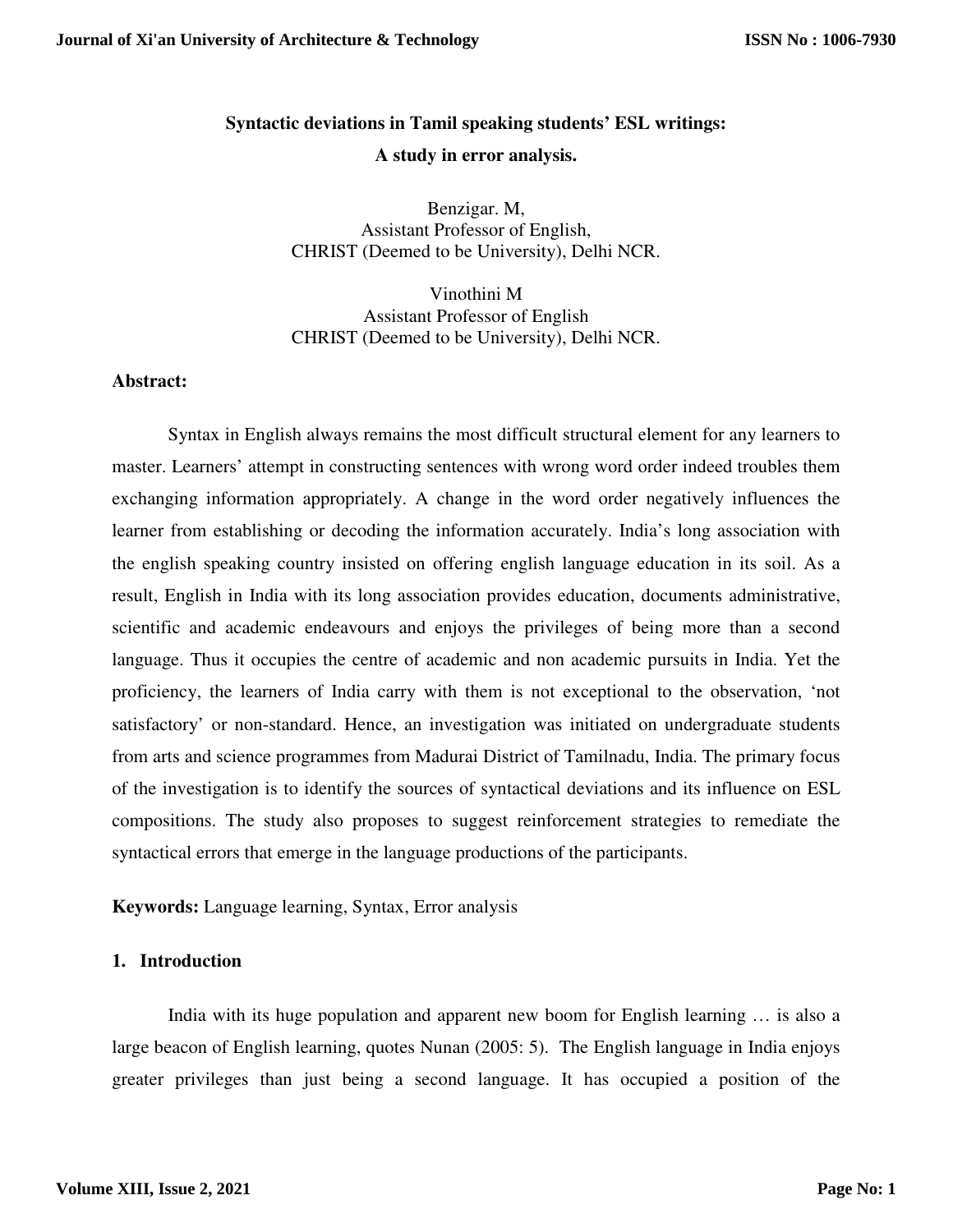# Syntactic deviations in Tamil speaking students' ESL writings: A study in error analysis.

Benzigar. M,
Assistant Professor of English,
CHRIST (Deemed to be University), Delhi NCR.

Vinothini M
Assistant Professor of English
CHRIST (Deemed to be University), Delhi NCR.

**Abstract:**

Syntax in English always remains the most difficult structural element for any learners to master. Learners' attempt in constructing sentences with wrong word order indeed troubles them exchanging information appropriately. A change in the word order negatively influences the learner from establishing or decoding the information accurately. India's long association with the english speaking country insisted on offering english language education in its soil. As a result, English in India with its long association provides education, documents administrative, scientific and academic endeavours and enjoys the privileges of being more than a second language. Thus it occupies the centre of academic and non academic pursuits in India. Yet the proficiency, the learners of India carry with them is not exceptional to the observation, 'not satisfactory' or non-standard. Hence, an investigation was initiated on undergraduate students from arts and science programmes from Madurai District of Tamilnadu, India. The primary focus of the investigation is to identify the sources of syntactical deviations and its influence on ESL compositions. The study also proposes to suggest reinforcement strategies to remediate the syntactical errors that emerge in the language productions of the participants.

**Keywords:** Language learning, Syntax, Error analysis

## 1. Introduction

India with its huge population and apparent new boom for English learning … is also a large beacon of English learning, quotes Nunan (2005: 5). The English language in India enjoys greater privileges than just being a second language. It has occupied a position of the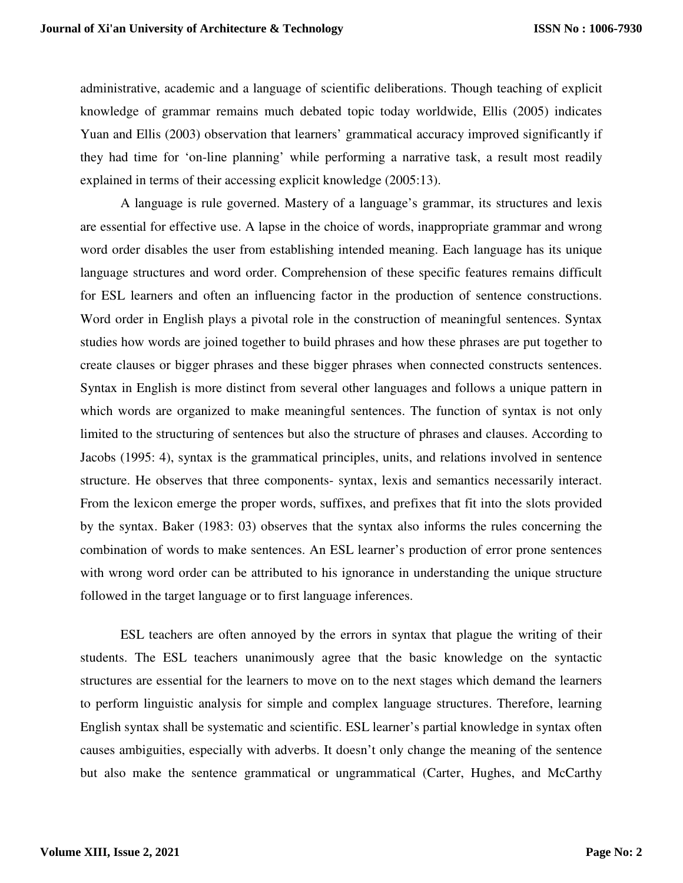administrative, academic and a language of scientific deliberations. Though teaching of explicit knowledge of grammar remains much debated topic today worldwide, Ellis (2005) indicates Yuan and Ellis (2003) observation that learners' grammatical accuracy improved significantly if they had time for 'on-line planning' while performing a narrative task, a result most readily explained in terms of their accessing explicit knowledge (2005:13).

A language is rule governed. Mastery of a language's grammar, its structures and lexis are essential for effective use. A lapse in the choice of words, inappropriate grammar and wrong word order disables the user from establishing intended meaning. Each language has its unique language structures and word order. Comprehension of these specific features remains difficult for ESL learners and often an influencing factor in the production of sentence constructions. Word order in English plays a pivotal role in the construction of meaningful sentences. Syntax studies how words are joined together to build phrases and how these phrases are put together to create clauses or bigger phrases and these bigger phrases when connected constructs sentences. Syntax in English is more distinct from several other languages and follows a unique pattern in which words are organized to make meaningful sentences. The function of syntax is not only limited to the structuring of sentences but also the structure of phrases and clauses. According to Jacobs (1995: 4), syntax is the grammatical principles, units, and relations involved in sentence structure. He observes that three components- syntax, lexis and semantics necessarily interact. From the lexicon emerge the proper words, suffixes, and prefixes that fit into the slots provided by the syntax. Baker (1983: 03) observes that the syntax also informs the rules concerning the combination of words to make sentences. An ESL learner's production of error prone sentences with wrong word order can be attributed to his ignorance in understanding the unique structure followed in the target language or to first language inferences.

ESL teachers are often annoyed by the errors in syntax that plague the writing of their students. The ESL teachers unanimously agree that the basic knowledge on the syntactic structures are essential for the learners to move on to the next stages which demand the learners to perform linguistic analysis for simple and complex language structures. Therefore, learning English syntax shall be systematic and scientific. ESL learner's partial knowledge in syntax often causes ambiguities, especially with adverbs. It doesn't only change the meaning of the sentence but also make the sentence grammatical or ungrammatical (Carter, Hughes, and McCarthy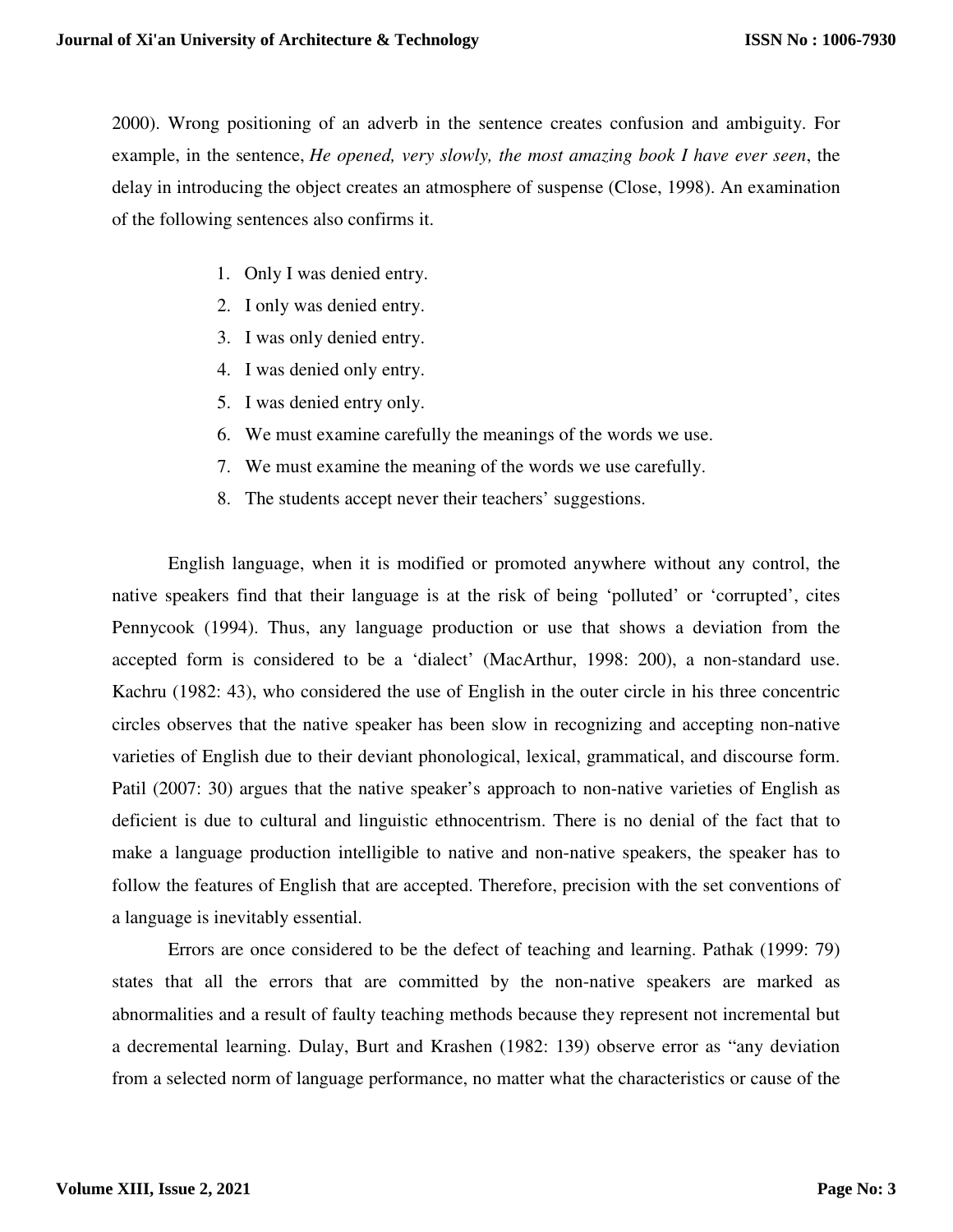2000). Wrong positioning of an adverb in the sentence creates confusion and ambiguity. For example, in the sentence, *He opened, very slowly, the most amazing book I have ever seen*, the delay in introducing the object creates an atmosphere of suspense (Close, 1998). An examination of the following sentences also confirms it.

1. Only I was denied entry.
2. I only was denied entry.
3. I was only denied entry.
4. I was denied only entry.
5. I was denied entry only.
6. We must examine carefully the meanings of the words we use.
7. We must examine the meaning of the words we use carefully.
8. The students accept never their teachers' suggestions.

English language, when it is modified or promoted anywhere without any control, the native speakers find that their language is at the risk of being 'polluted' or 'corrupted', cites Pennycook (1994). Thus, any language production or use that shows a deviation from the accepted form is considered to be a 'dialect' (MacArthur, 1998: 200), a non-standard use. Kachru (1982: 43), who considered the use of English in the outer circle in his three concentric circles observes that the native speaker has been slow in recognizing and accepting non-native varieties of English due to their deviant phonological, lexical, grammatical, and discourse form. Patil (2007: 30) argues that the native speaker's approach to non-native varieties of English as deficient is due to cultural and linguistic ethnocentrism. There is no denial of the fact that to make a language production intelligible to native and non-native speakers, the speaker has to follow the features of English that are accepted. Therefore, precision with the set conventions of a language is inevitably essential.

Errors are once considered to be the defect of teaching and learning. Pathak (1999: 79) states that all the errors that are committed by the non-native speakers are marked as abnormalities and a result of faulty teaching methods because they represent not incremental but a decremental learning. Dulay, Burt and Krashen (1982: 139) observe error as "any deviation from a selected norm of language performance, no matter what the characteristics or cause of the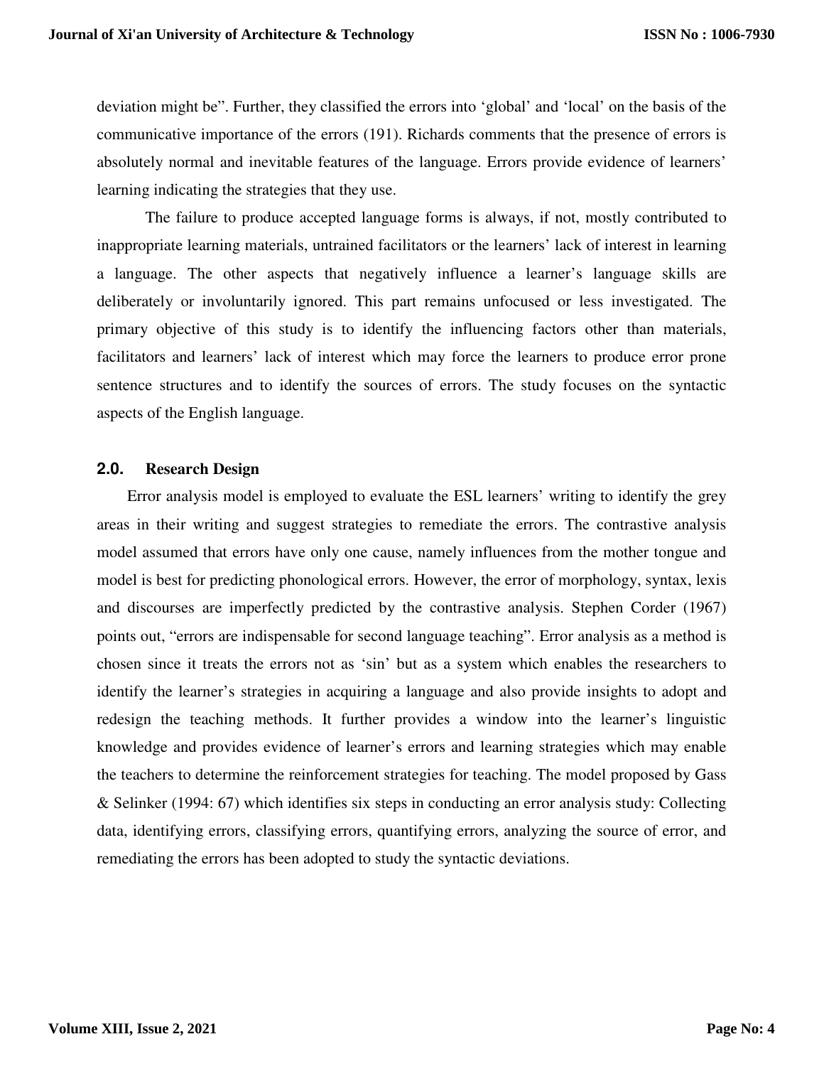deviation might be". Further, they classified the errors into 'global' and 'local' on the basis of the communicative importance of the errors (191). Richards comments that the presence of errors is absolutely normal and inevitable features of the language. Errors provide evidence of learners' learning indicating the strategies that they use.

The failure to produce accepted language forms is always, if not, mostly contributed to inappropriate learning materials, untrained facilitators or the learners' lack of interest in learning a language. The other aspects that negatively influence a learner's language skills are deliberately or involuntarily ignored. This part remains unfocused or less investigated. The primary objective of this study is to identify the influencing factors other than materials, facilitators and learners' lack of interest which may force the learners to produce error prone sentence structures and to identify the sources of errors. The study focuses on the syntactic aspects of the English language.

## 2.0. Research Design

Error analysis model is employed to evaluate the ESL learners' writing to identify the grey areas in their writing and suggest strategies to remediate the errors. The contrastive analysis model assumed that errors have only one cause, namely influences from the mother tongue and model is best for predicting phonological errors. However, the error of morphology, syntax, lexis and discourses are imperfectly predicted by the contrastive analysis. Stephen Corder (1967) points out, "errors are indispensable for second language teaching". Error analysis as a method is chosen since it treats the errors not as 'sin' but as a system which enables the researchers to identify the learner's strategies in acquiring a language and also provide insights to adopt and redesign the teaching methods. It further provides a window into the learner's linguistic knowledge and provides evidence of learner's errors and learning strategies which may enable the teachers to determine the reinforcement strategies for teaching. The model proposed by Gass & Selinker (1994: 67) which identifies six steps in conducting an error analysis study: Collecting data, identifying errors, classifying errors, quantifying errors, analyzing the source of error, and remediating the errors has been adopted to study the syntactic deviations.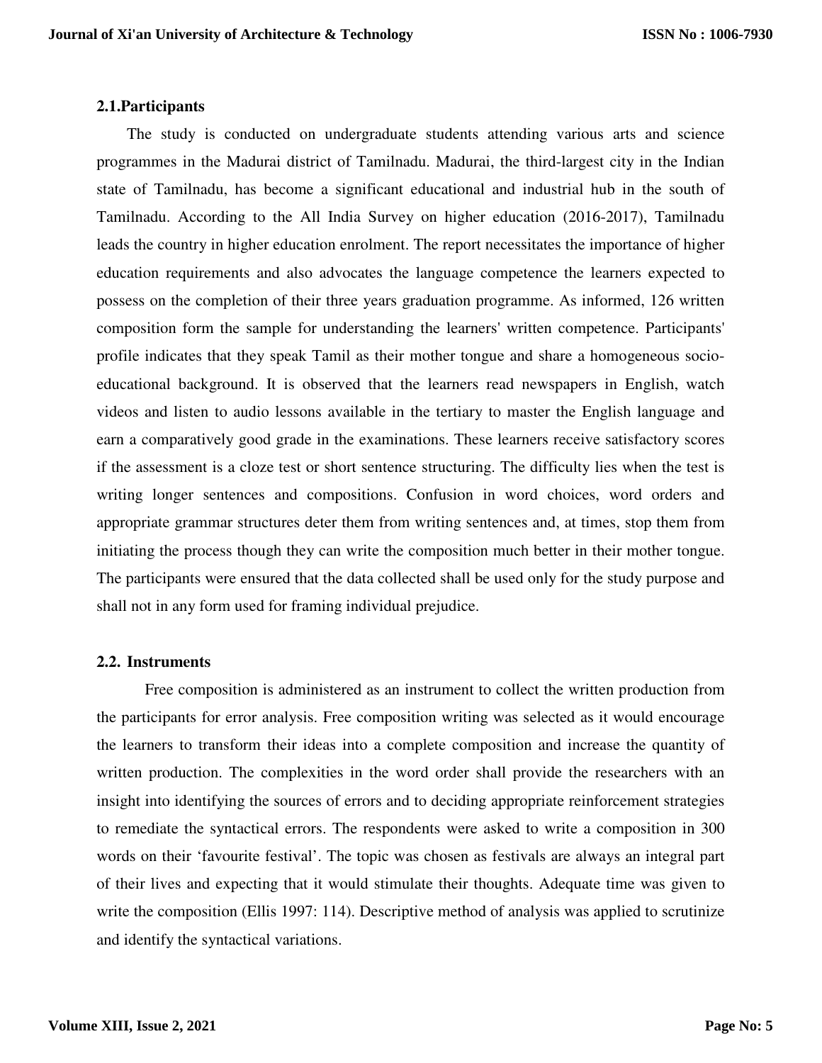## 2.1.Participants

The study is conducted on undergraduate students attending various arts and science programmes in the Madurai district of Tamilnadu. Madurai, the third-largest city in the Indian state of Tamilnadu, has become a significant educational and industrial hub in the south of Tamilnadu. According to the All India Survey on higher education (2016-2017), Tamilnadu leads the country in higher education enrolment. The report necessitates the importance of higher education requirements and also advocates the language competence the learners expected to possess on the completion of their three years graduation programme. As informed, 126 written composition form the sample for understanding the learners' written competence. Participants' profile indicates that they speak Tamil as their mother tongue and share a homogeneous socio-educational background. It is observed that the learners read newspapers in English, watch videos and listen to audio lessons available in the tertiary to master the English language and earn a comparatively good grade in the examinations. These learners receive satisfactory scores if the assessment is a cloze test or short sentence structuring. The difficulty lies when the test is writing longer sentences and compositions. Confusion in word choices, word orders and appropriate grammar structures deter them from writing sentences and, at times, stop them from initiating the process though they can write the composition much better in their mother tongue. The participants were ensured that the data collected shall be used only for the study purpose and shall not in any form used for framing individual prejudice.

## 2.2. Instruments

Free composition is administered as an instrument to collect the written production from the participants for error analysis. Free composition writing was selected as it would encourage the learners to transform their ideas into a complete composition and increase the quantity of written production. The complexities in the word order shall provide the researchers with an insight into identifying the sources of errors and to deciding appropriate reinforcement strategies to remediate the syntactical errors. The respondents were asked to write a composition in 300 words on their 'favourite festival'. The topic was chosen as festivals are always an integral part of their lives and expecting that it would stimulate their thoughts. Adequate time was given to write the composition (Ellis 1997: 114). Descriptive method of analysis was applied to scrutinize and identify the syntactical variations.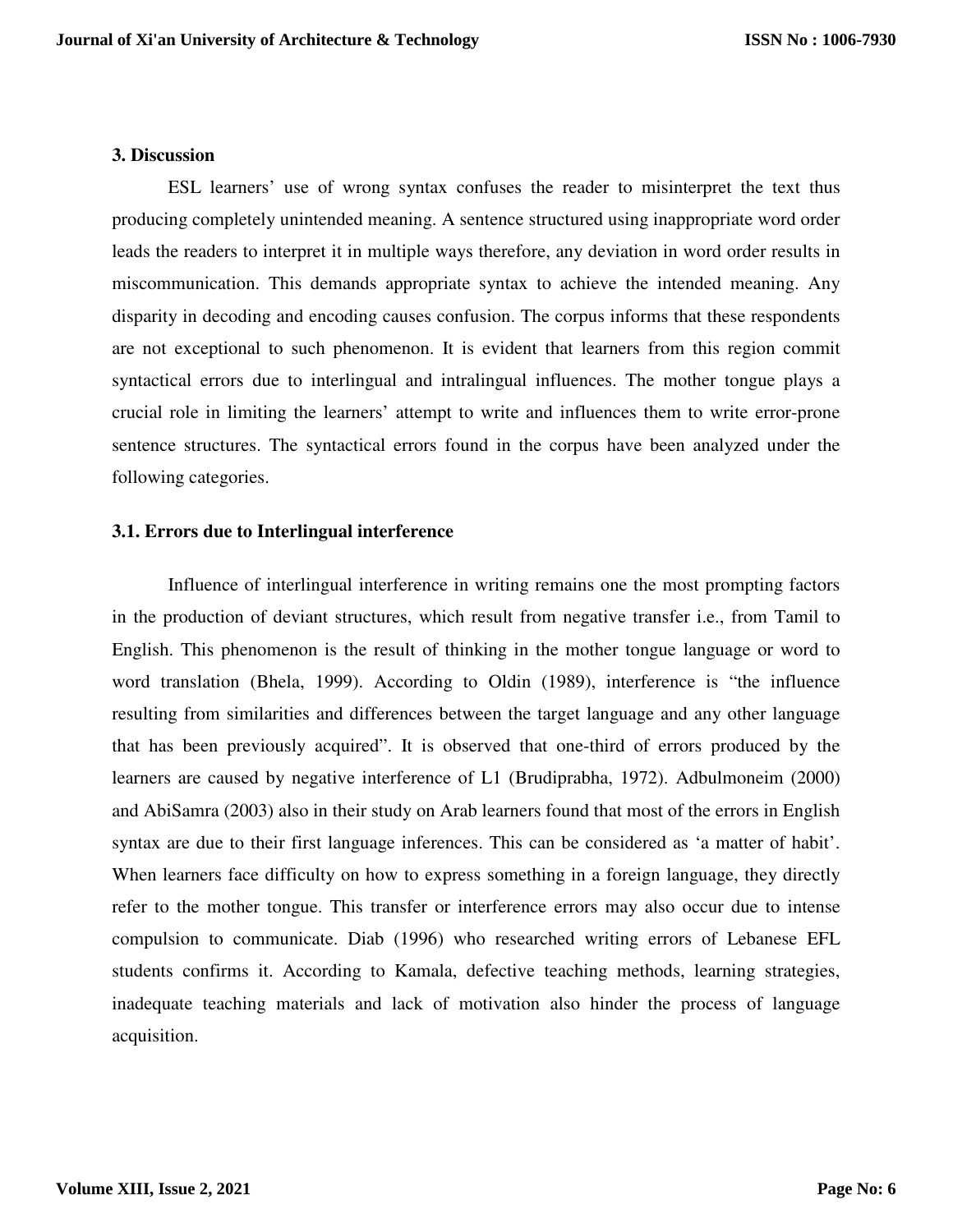## 3. Discussion

ESL learners' use of wrong syntax confuses the reader to misinterpret the text thus producing completely unintended meaning. A sentence structured using inappropriate word order leads the readers to interpret it in multiple ways therefore, any deviation in word order results in miscommunication. This demands appropriate syntax to achieve the intended meaning. Any disparity in decoding and encoding causes confusion. The corpus informs that these respondents are not exceptional to such phenomenon. It is evident that learners from this region commit syntactical errors due to interlingual and intralingual influences. The mother tongue plays a crucial role in limiting the learners' attempt to write and influences them to write error-prone sentence structures. The syntactical errors found in the corpus have been analyzed under the following categories.

### 3.1. Errors due to Interlingual interference

Influence of interlingual interference in writing remains one the most prompting factors in the production of deviant structures, which result from negative transfer i.e., from Tamil to English. This phenomenon is the result of thinking in the mother tongue language or word to word translation (Bhela, 1999). According to Oldin (1989), interference is "the influence resulting from similarities and differences between the target language and any other language that has been previously acquired". It is observed that one-third of errors produced by the learners are caused by negative interference of L1 (Brudiprabha, 1972). Adbulmoneim (2000) and AbiSamra (2003) also in their study on Arab learners found that most of the errors in English syntax are due to their first language inferences. This can be considered as 'a matter of habit'. When learners face difficulty on how to express something in a foreign language, they directly refer to the mother tongue. This transfer or interference errors may also occur due to intense compulsion to communicate. Diab (1996) who researched writing errors of Lebanese EFL students confirms it. According to Kamala, defective teaching methods, learning strategies, inadequate teaching materials and lack of motivation also hinder the process of language acquisition.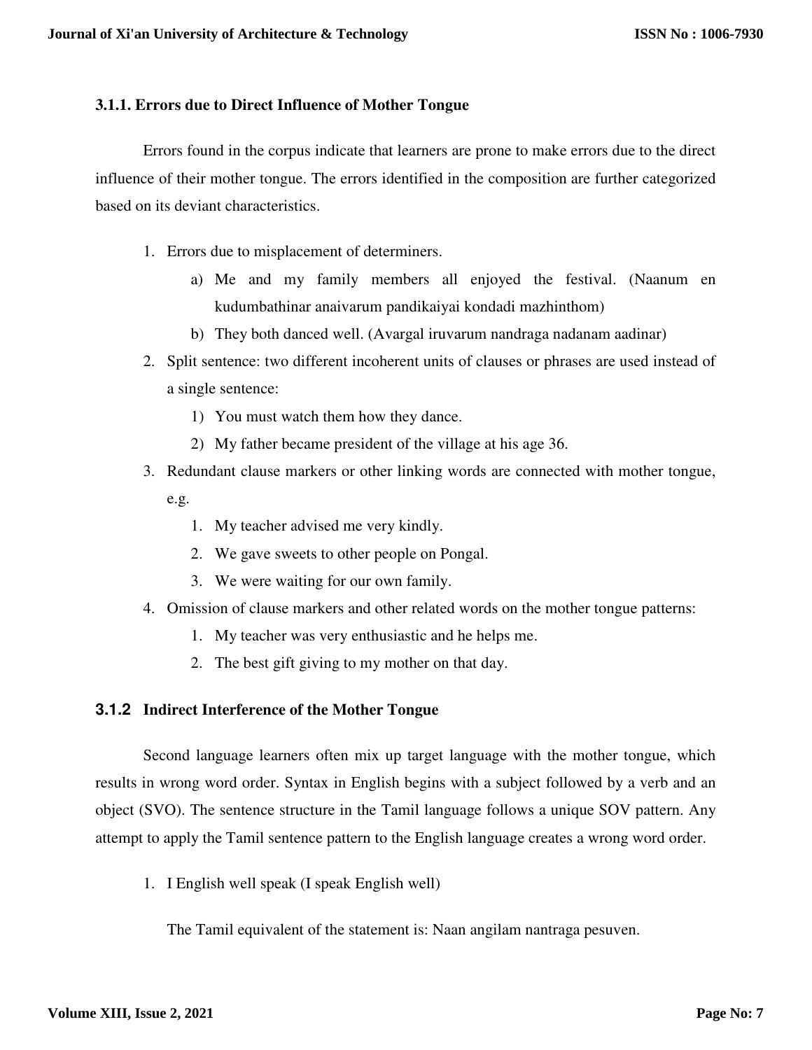### 3.1.1. Errors due to Direct Influence of Mother Tongue

Errors found in the corpus indicate that learners are prone to make errors due to the direct influence of their mother tongue. The errors identified in the composition are further categorized based on its deviant characteristics.

1. Errors due to misplacement of determiners.
   a) Me and my family members all enjoyed the festival. (Naanum en kudumbathinar anaivarum pandikaiyai kondadi mazhinthom)
   b) They both danced well. (Avargal iruvarum nandraga nadanam aadinar)
2. Split sentence: two different incoherent units of clauses or phrases are used instead of a single sentence:
   1) You must watch them how they dance.
   2) My father became president of the village at his age 36.
3. Redundant clause markers or other linking words are connected with mother tongue, e.g.
   1. My teacher advised me very kindly.
   2. We gave sweets to other people on Pongal.
   3. We were waiting for our own family.
4. Omission of clause markers and other related words on the mother tongue patterns:
   1. My teacher was very enthusiastic and he helps me.
   2. The best gift giving to my mother on that day.

### 3.1.2 Indirect Interference of the Mother Tongue

Second language learners often mix up target language with the mother tongue, which results in wrong word order. Syntax in English begins with a subject followed by a verb and an object (SVO). The sentence structure in the Tamil language follows a unique SOV pattern. Any attempt to apply the Tamil sentence pattern to the English language creates a wrong word order.

1. I English well speak (I speak English well)

   The Tamil equivalent of the statement is: Naan angilam nantraga pesuven.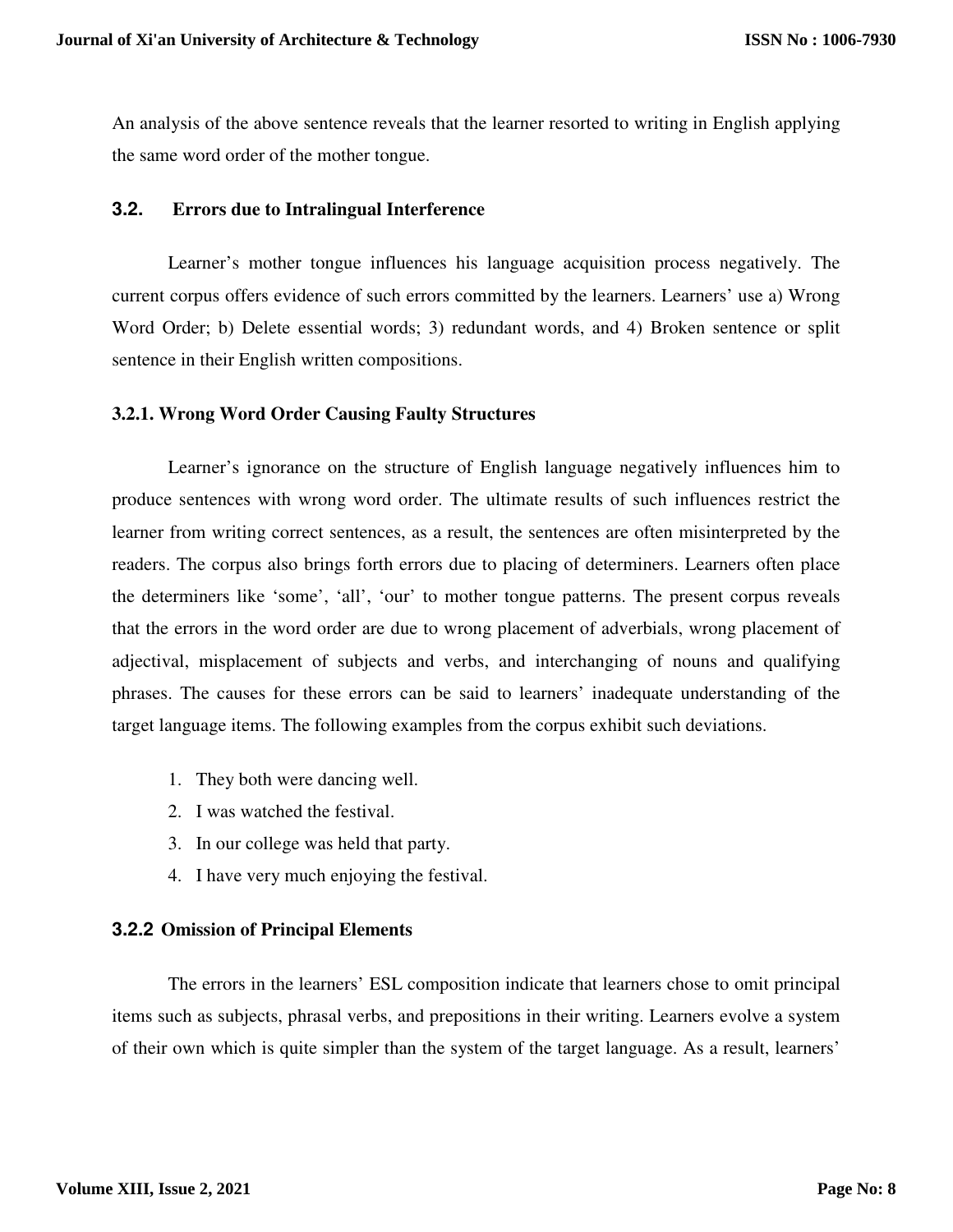An analysis of the above sentence reveals that the learner resorted to writing in English applying the same word order of the mother tongue.

### 3.2. Errors due to Intralingual Interference

Learner's mother tongue influences his language acquisition process negatively. The current corpus offers evidence of such errors committed by the learners. Learners' use a) Wrong Word Order; b) Delete essential words; 3) redundant words, and 4) Broken sentence or split sentence in their English written compositions.

#### 3.2.1. Wrong Word Order Causing Faulty Structures

Learner's ignorance on the structure of English language negatively influences him to produce sentences with wrong word order. The ultimate results of such influences restrict the learner from writing correct sentences, as a result, the sentences are often misinterpreted by the readers. The corpus also brings forth errors due to placing of determiners. Learners often place the determiners like 'some', 'all', 'our' to mother tongue patterns. The present corpus reveals that the errors in the word order are due to wrong placement of adverbials, wrong placement of adjectival, misplacement of subjects and verbs, and interchanging of nouns and qualifying phrases. The causes for these errors can be said to learners' inadequate understanding of the target language items. The following examples from the corpus exhibit such deviations.

1. They both were dancing well.
2. I was watched the festival.
3. In our college was held that party.
4. I have very much enjoying the festival.

#### 3.2.2 Omission of Principal Elements

The errors in the learners' ESL composition indicate that learners chose to omit principal items such as subjects, phrasal verbs, and prepositions in their writing. Learners evolve a system of their own which is quite simpler than the system of the target language. As a result, learners'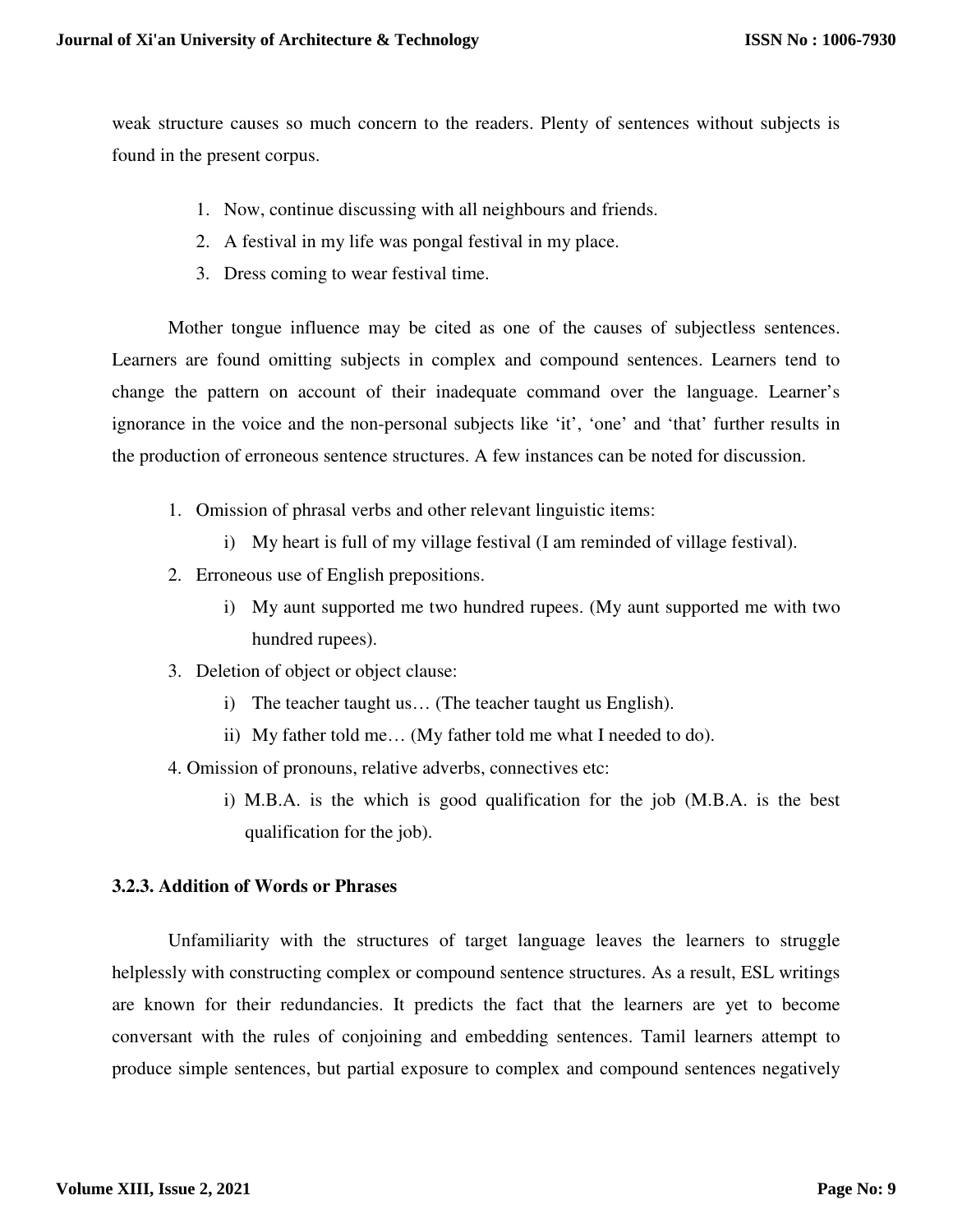weak structure causes so much concern to the readers. Plenty of sentences without subjects is found in the present corpus.

1. Now, continue discussing with all neighbours and friends.
2. A festival in my life was pongal festival in my place.
3. Dress coming to wear festival time.

Mother tongue influence may be cited as one of the causes of subjectless sentences. Learners are found omitting subjects in complex and compound sentences. Learners tend to change the pattern on account of their inadequate command over the language. Learner's ignorance in the voice and the non-personal subjects like 'it', 'one' and 'that' further results in the production of erroneous sentence structures. A few instances can be noted for discussion.

1. Omission of phrasal verbs and other relevant linguistic items:
   i) My heart is full of my village festival (I am reminded of village festival).
2. Erroneous use of English prepositions.
   i) My aunt supported me two hundred rupees. (My aunt supported me with two hundred rupees).
3. Deletion of object or object clause:
   i) The teacher taught us… (The teacher taught us English).
   ii) My father told me… (My father told me what I needed to do).
4. Omission of pronouns, relative adverbs, connectives etc:
   i) M.B.A. is the which is good qualification for the job (M.B.A. is the best qualification for the job).

### 3.2.3. Addition of Words or Phrases

Unfamiliarity with the structures of target language leaves the learners to struggle helplessly with constructing complex or compound sentence structures. As a result, ESL writings are known for their redundancies. It predicts the fact that the learners are yet to become conversant with the rules of conjoining and embedding sentences. Tamil learners attempt to produce simple sentences, but partial exposure to complex and compound sentences negatively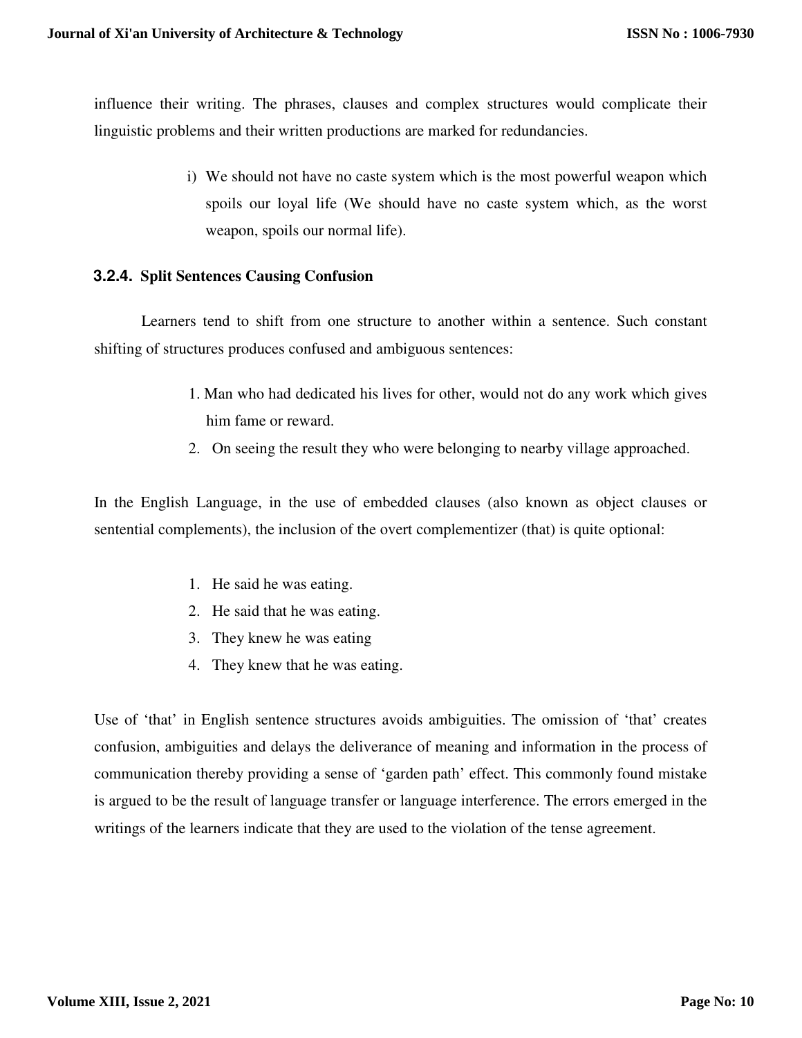influence their writing. The phrases, clauses and complex structures would complicate their linguistic problems and their written productions are marked for redundancies.

i) We should not have no caste system which is the most powerful weapon which spoils our loyal life (We should have no caste system which, as the worst weapon, spoils our normal life).

### 3.2.4. Split Sentences Causing Confusion

Learners tend to shift from one structure to another within a sentence. Such constant shifting of structures produces confused and ambiguous sentences:

1. Man who had dedicated his lives for other, would not do any work which gives him fame or reward.
2. On seeing the result they who were belonging to nearby village approached.

In the English Language, in the use of embedded clauses (also known as object clauses or sentential complements), the inclusion of the overt complementizer (that) is quite optional:

1. He said he was eating.
2. He said that he was eating.
3. They knew he was eating
4. They knew that he was eating.

Use of 'that' in English sentence structures avoids ambiguities. The omission of 'that' creates confusion, ambiguities and delays the deliverance of meaning and information in the process of communication thereby providing a sense of 'garden path' effect. This commonly found mistake is argued to be the result of language transfer or language interference. The errors emerged in the writings of the learners indicate that they are used to the violation of the tense agreement.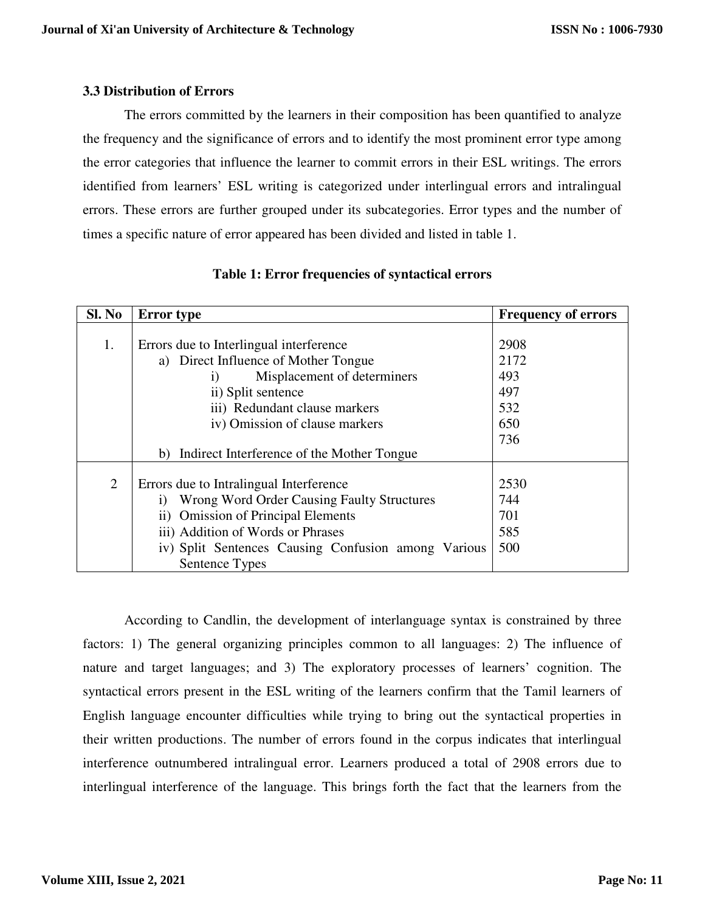### 3.3 Distribution of Errors

The errors committed by the learners in their composition has been quantified to analyze the frequency and the significance of errors and to identify the most prominent error type among the error categories that influence the learner to commit errors in their ESL writings. The errors identified from learners' ESL writing is categorized under interlingual errors and intralingual errors. These errors are further grouped under its subcategories. Error types and the number of times a specific nature of error appeared has been divided and listed in table 1.

**Table 1: Error frequencies of syntactical errors**

| Sl. No | Error type | Frequency of errors |
|---|---|---|
| 1. | Errors due to Interlingual interference | 2908 |
| | a) Direct Influence of Mother Tongue | 2172 |
| | i) Misplacement of determiners | 493 |
| | ii) Split sentence | 497 |
| | iii) Redundant clause markers | 532 |
| | iv) Omission of clause markers | 650 |
| | | 736 |
| | b) Indirect Interference of the Mother Tongue | |
| 2 | Errors due to Intralingual Interference | 2530 |
| | i) Wrong Word Order Causing Faulty Structures | 744 |
| | ii) Omission of Principal Elements | 701 |
| | iii) Addition of Words or Phrases | 585 |
| | iv) Split Sentences Causing Confusion among Various Sentence Types | 500 |

According to Candlin, the development of interlanguage syntax is constrained by three factors: 1) The general organizing principles common to all languages: 2) The influence of nature and target languages; and 3) The exploratory processes of learners' cognition. The syntactical errors present in the ESL writing of the learners confirm that the Tamil learners of English language encounter difficulties while trying to bring out the syntactical properties in their written productions. The number of errors found in the corpus indicates that interlingual interference outnumbered intralingual error. Learners produced a total of 2908 errors due to interlingual interference of the language. This brings forth the fact that the learners from the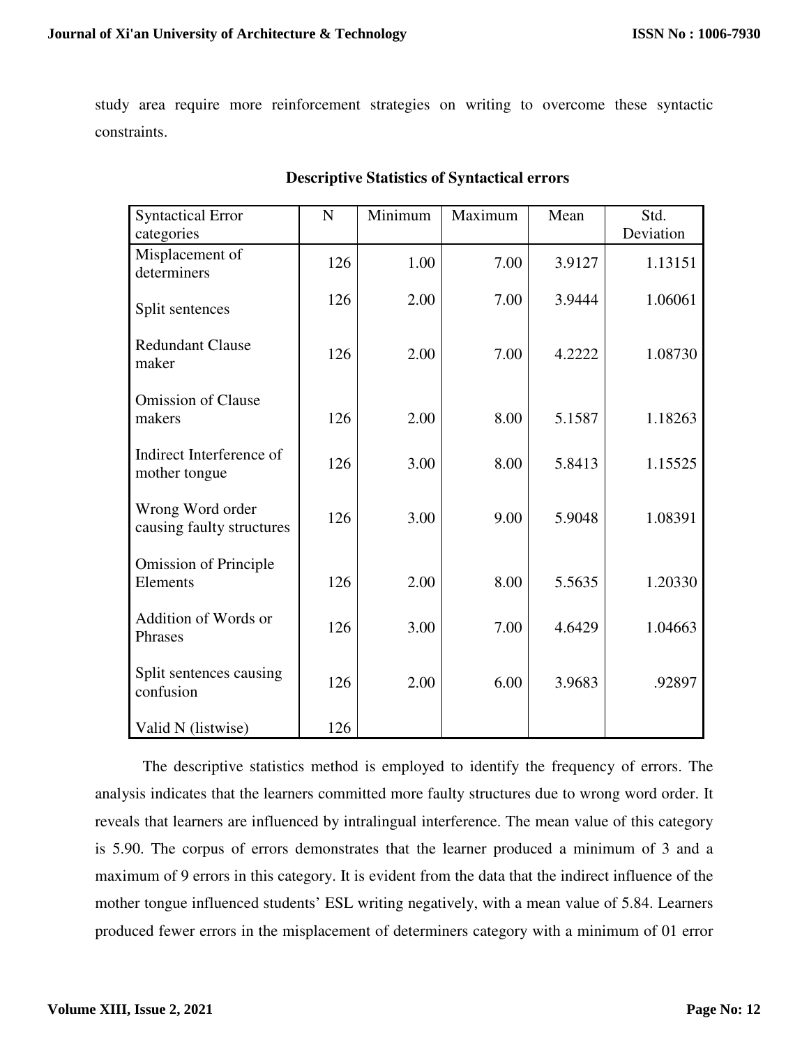study area require more reinforcement strategies on writing to overcome these syntactic constraints.

**Descriptive Statistics of Syntactical errors**

| Syntactical Error categories | N | Minimum | Maximum | Mean | Std. Deviation |
|---|---|---|---|---|---|
| Misplacement of determiners | 126 | 1.00 | 7.00 | 3.9127 | 1.13151 |
| Split sentences | 126 | 2.00 | 7.00 | 3.9444 | 1.06061 |
| Redundant Clause maker | 126 | 2.00 | 7.00 | 4.2222 | 1.08730 |
| Omission of Clause makers | 126 | 2.00 | 8.00 | 5.1587 | 1.18263 |
| Indirect Interference of mother tongue | 126 | 3.00 | 8.00 | 5.8413 | 1.15525 |
| Wrong Word order causing faulty structures | 126 | 3.00 | 9.00 | 5.9048 | 1.08391 |
| Omission of Principle Elements | 126 | 2.00 | 8.00 | 5.5635 | 1.20330 |
| Addition of Words or Phrases | 126 | 3.00 | 7.00 | 4.6429 | 1.04663 |
| Split sentences causing confusion | 126 | 2.00 | 6.00 | 3.9683 | .92897 |
| Valid N (listwise) | 126 | | | | |

The descriptive statistics method is employed to identify the frequency of errors. The analysis indicates that the learners committed more faulty structures due to wrong word order. It reveals that learners are influenced by intralingual interference. The mean value of this category is 5.90. The corpus of errors demonstrates that the learner produced a minimum of 3 and a maximum of 9 errors in this category. It is evident from the data that the indirect influence of the mother tongue influenced students' ESL writing negatively, with a mean value of 5.84. Learners produced fewer errors in the misplacement of determiners category with a minimum of 01 error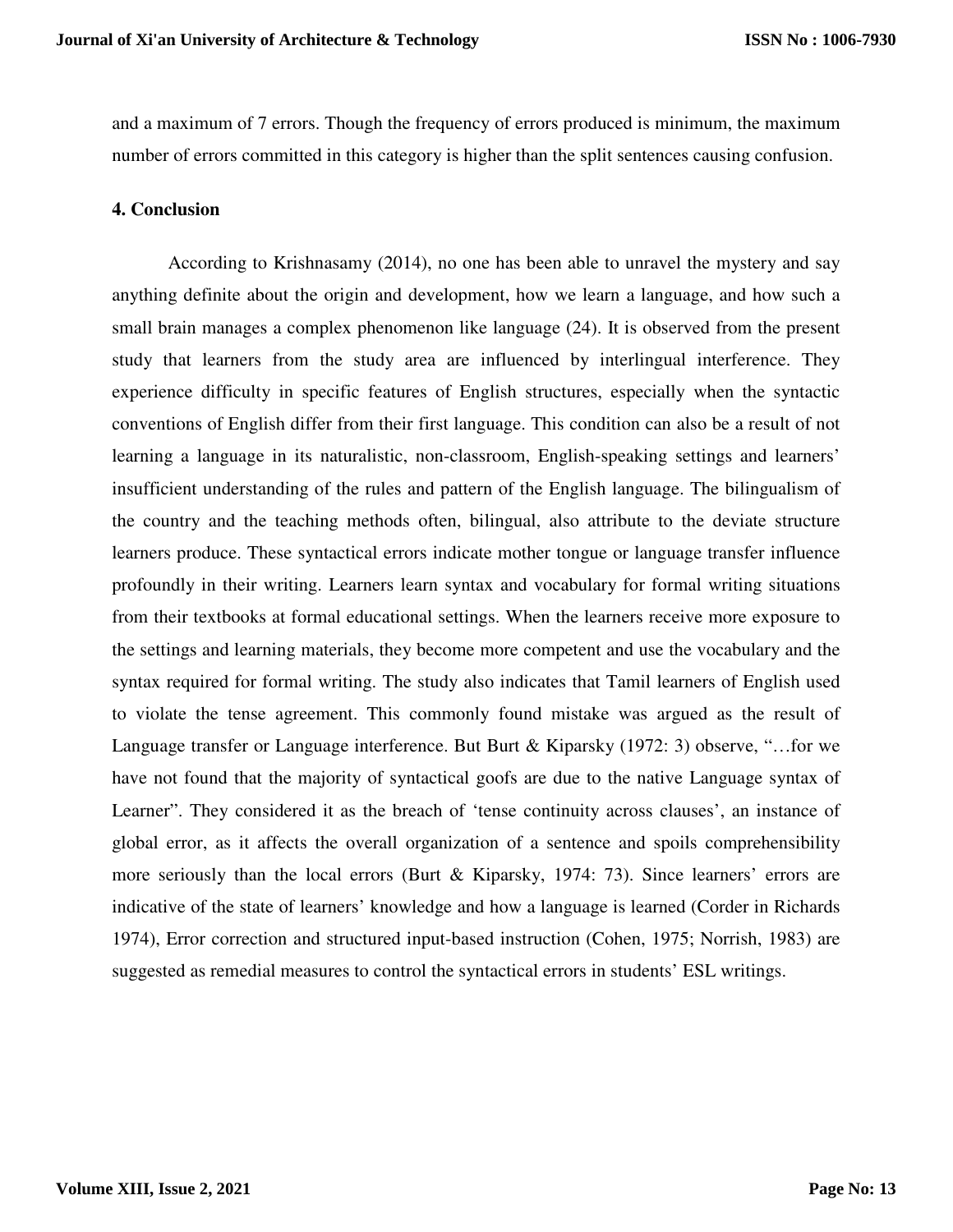and a maximum of 7 errors. Though the frequency of errors produced is minimum, the maximum number of errors committed in this category is higher than the split sentences causing confusion.

## 4. Conclusion

According to Krishnasamy (2014), no one has been able to unravel the mystery and say anything definite about the origin and development, how we learn a language, and how such a small brain manages a complex phenomenon like language (24). It is observed from the present study that learners from the study area are influenced by interlingual interference. They experience difficulty in specific features of English structures, especially when the syntactic conventions of English differ from their first language. This condition can also be a result of not learning a language in its naturalistic, non-classroom, English-speaking settings and learners' insufficient understanding of the rules and pattern of the English language. The bilingualism of the country and the teaching methods often, bilingual, also attribute to the deviate structure learners produce. These syntactical errors indicate mother tongue or language transfer influence profoundly in their writing. Learners learn syntax and vocabulary for formal writing situations from their textbooks at formal educational settings. When the learners receive more exposure to the settings and learning materials, they become more competent and use the vocabulary and the syntax required for formal writing. The study also indicates that Tamil learners of English used to violate the tense agreement. This commonly found mistake was argued as the result of Language transfer or Language interference. But Burt & Kiparsky (1972: 3) observe, "…for we have not found that the majority of syntactical goofs are due to the native Language syntax of Learner". They considered it as the breach of 'tense continuity across clauses', an instance of global error, as it affects the overall organization of a sentence and spoils comprehensibility more seriously than the local errors (Burt & Kiparsky, 1974: 73). Since learners' errors are indicative of the state of learners' knowledge and how a language is learned (Corder in Richards 1974), Error correction and structured input-based instruction (Cohen, 1975; Norrish, 1983) are suggested as remedial measures to control the syntactical errors in students' ESL writings.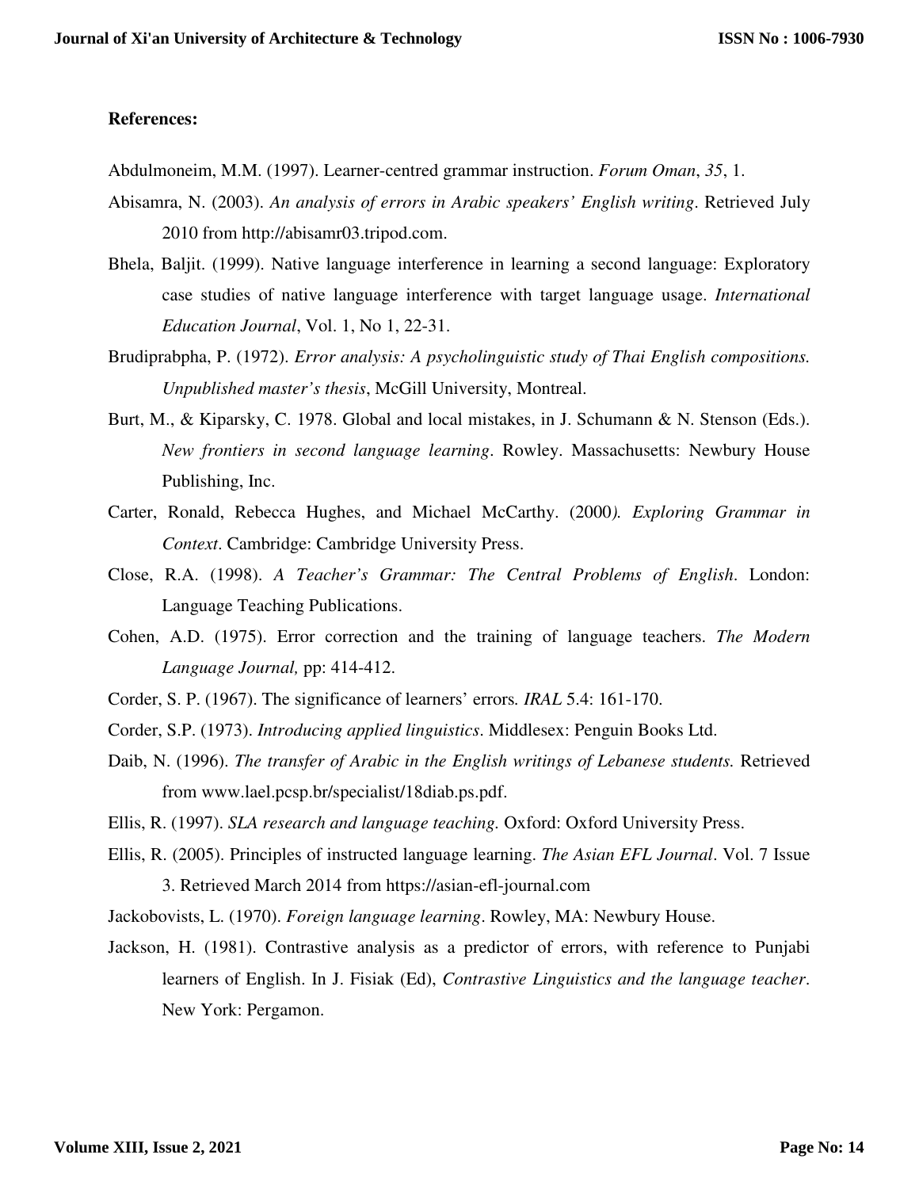**References:**

Abdulmoneim, M.M. (1997). Learner-centred grammar instruction. *Forum Oman*, *35*, 1.

Abisamra, N. (2003). *An analysis of errors in Arabic speakers' English writing*. Retrieved July 2010 from http://abisamr03.tripod.com.

Bhela, Baljit. (1999). Native language interference in learning a second language: Exploratory case studies of native language interference with target language usage. *International Education Journal*, Vol. 1, No 1, 22-31.

Brudiprabpha, P. (1972). *Error analysis: A psycholinguistic study of Thai English compositions. Unpublished master's thesis*, McGill University, Montreal.

Burt, M., & Kiparsky, C. 1978. Global and local mistakes, in J. Schumann & N. Stenson (Eds.). *New frontiers in second language learning*. Rowley. Massachusetts: Newbury House Publishing, Inc.

Carter, Ronald, Rebecca Hughes, and Michael McCarthy. (2000*). Exploring Grammar in Context*. Cambridge: Cambridge University Press.

Close, R.A. (1998). *A Teacher's Grammar: The Central Problems of English*. London: Language Teaching Publications.

Cohen, A.D. (1975). Error correction and the training of language teachers. *The Modern Language Journal,* pp: 414-412.

Corder, S. P. (1967). The significance of learners' errors*. IRAL* 5.4: 161-170.

Corder, S.P. (1973). *Introducing applied linguistics*. Middlesex: Penguin Books Ltd.

Daib, N. (1996). *The transfer of Arabic in the English writings of Lebanese students.* Retrieved from www.lael.pcsp.br/specialist/18diab.ps.pdf.

Ellis, R. (1997). *SLA research and language teaching.* Oxford: Oxford University Press.

Ellis, R. (2005). Principles of instructed language learning. *The Asian EFL Journal*. Vol. 7 Issue 3. Retrieved March 2014 from https://asian-efl-journal.com

Jackobovists, L. (1970). *Foreign language learning*. Rowley, MA: Newbury House.

Jackson, H. (1981). Contrastive analysis as a predictor of errors, with reference to Punjabi learners of English. In J. Fisiak (Ed), *Contrastive Linguistics and the language teacher*. New York: Pergamon.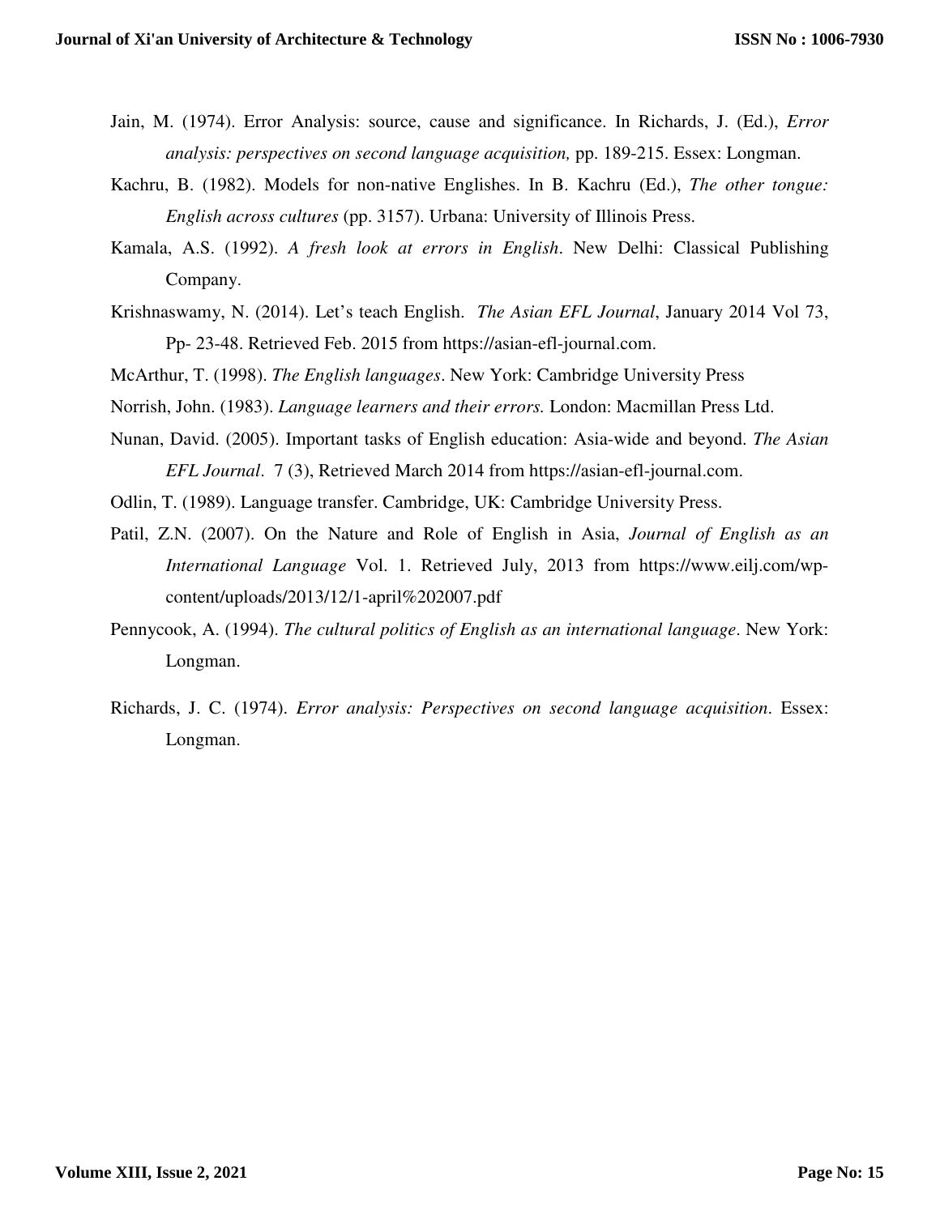Jain, M. (1974). Error Analysis: source, cause and significance. In Richards, J. (Ed.), *Error analysis: perspectives on second language acquisition,* pp. 189-215. Essex: Longman.

Kachru, B. (1982). Models for non-native Englishes. In B. Kachru (Ed.), *The other tongue: English across cultures* (pp. 3157). Urbana: University of Illinois Press.

Kamala, A.S. (1992). *A fresh look at errors in English*. New Delhi: Classical Publishing Company.

Krishnaswamy, N. (2014). Let's teach English. *The Asian EFL Journal*, January 2014 Vol 73, Pp- 23-48. Retrieved Feb. 2015 from https://asian-efl-journal.com.

McArthur, T. (1998). *The English languages*. New York: Cambridge University Press

Norrish, John. (1983). *Language learners and their errors.* London: Macmillan Press Ltd.

Nunan, David. (2005). Important tasks of English education: Asia-wide and beyond. *The Asian EFL Journal*. 7 (3), Retrieved March 2014 from https://asian-efl-journal.com.

Odlin, T. (1989). Language transfer. Cambridge, UK: Cambridge University Press.

Patil, Z.N. (2007). On the Nature and Role of English in Asia, *Journal of English as an International Language* Vol. 1. Retrieved July, 2013 from https://www.eilj.com/wp-content/uploads/2013/12/1-april%202007.pdf

Pennycook, A. (1994). *The cultural politics of English as an international language*. New York: Longman.

Richards, J. C. (1974). *Error analysis: Perspectives on second language acquisition*. Essex: Longman.